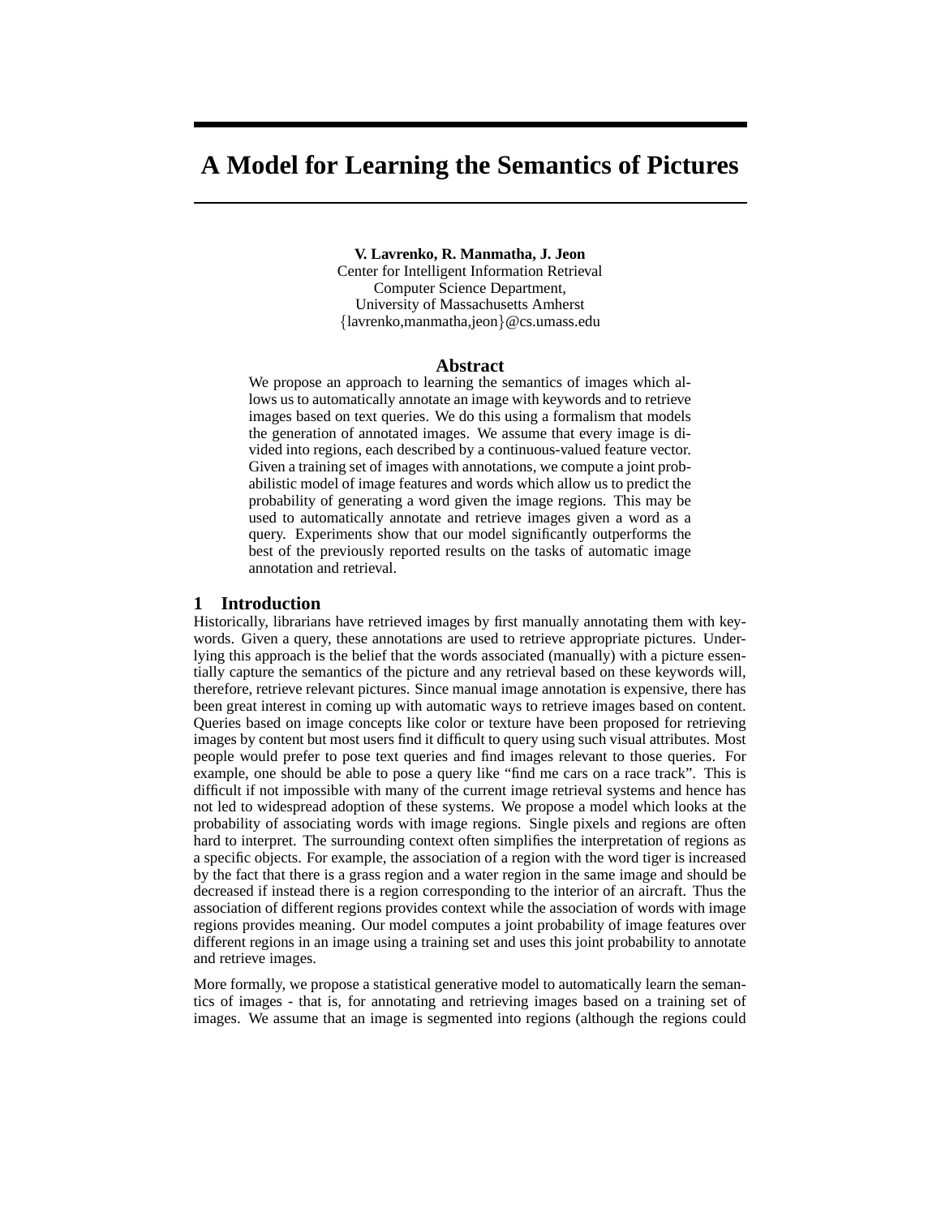# A Model for Learning the Semantics of Pictures

**V. Lavrenko, R. Manmatha, J. Jeon**
Center for Intelligent Information Retrieval
Computer Science Department,
University of Massachusetts Amherst
{lavrenko,manmatha,jeon}@cs.umass.edu

## Abstract

We propose an approach to learning the semantics of images which allows us to automatically annotate an image with keywords and to retrieve images based on text queries. We do this using a formalism that models the generation of annotated images. We assume that every image is divided into regions, each described by a continuous-valued feature vector. Given a training set of images with annotations, we compute a joint probabilistic model of image features and words which allow us to predict the probability of generating a word given the image regions. This may be used to automatically annotate and retrieve images given a word as a query. Experiments show that our model significantly outperforms the best of the previously reported results on the tasks of automatic image annotation and retrieval.

## 1 Introduction

Historically, librarians have retrieved images by first manually annotating them with keywords. Given a query, these annotations are used to retrieve appropriate pictures. Underlying this approach is the belief that the words associated (manually) with a picture essentially capture the semantics of the picture and any retrieval based on these keywords will, therefore, retrieve relevant pictures. Since manual image annotation is expensive, there has been great interest in coming up with automatic ways to retrieve images based on content. Queries based on image concepts like color or texture have been proposed for retrieving images by content but most users find it difficult to query using such visual attributes. Most people would prefer to pose text queries and find images relevant to those queries. For example, one should be able to pose a query like "find me cars on a race track". This is difficult if not impossible with many of the current image retrieval systems and hence has not led to widespread adoption of these systems. We propose a model which looks at the probability of associating words with image regions. Single pixels and regions are often hard to interpret. The surrounding context often simplifies the interpretation of regions as a specific objects. For example, the association of a region with the word tiger is increased by the fact that there is a grass region and a water region in the same image and should be decreased if instead there is a region corresponding to the interior of an aircraft. Thus the association of different regions provides context while the association of words with image regions provides meaning. Our model computes a joint probability of image features over different regions in an image using a training set and uses this joint probability to annotate and retrieve images.

More formally, we propose a statistical generative model to automatically learn the semantics of images - that is, for annotating and retrieving images based on a training set of images. We assume that an image is segmented into regions (although the regions could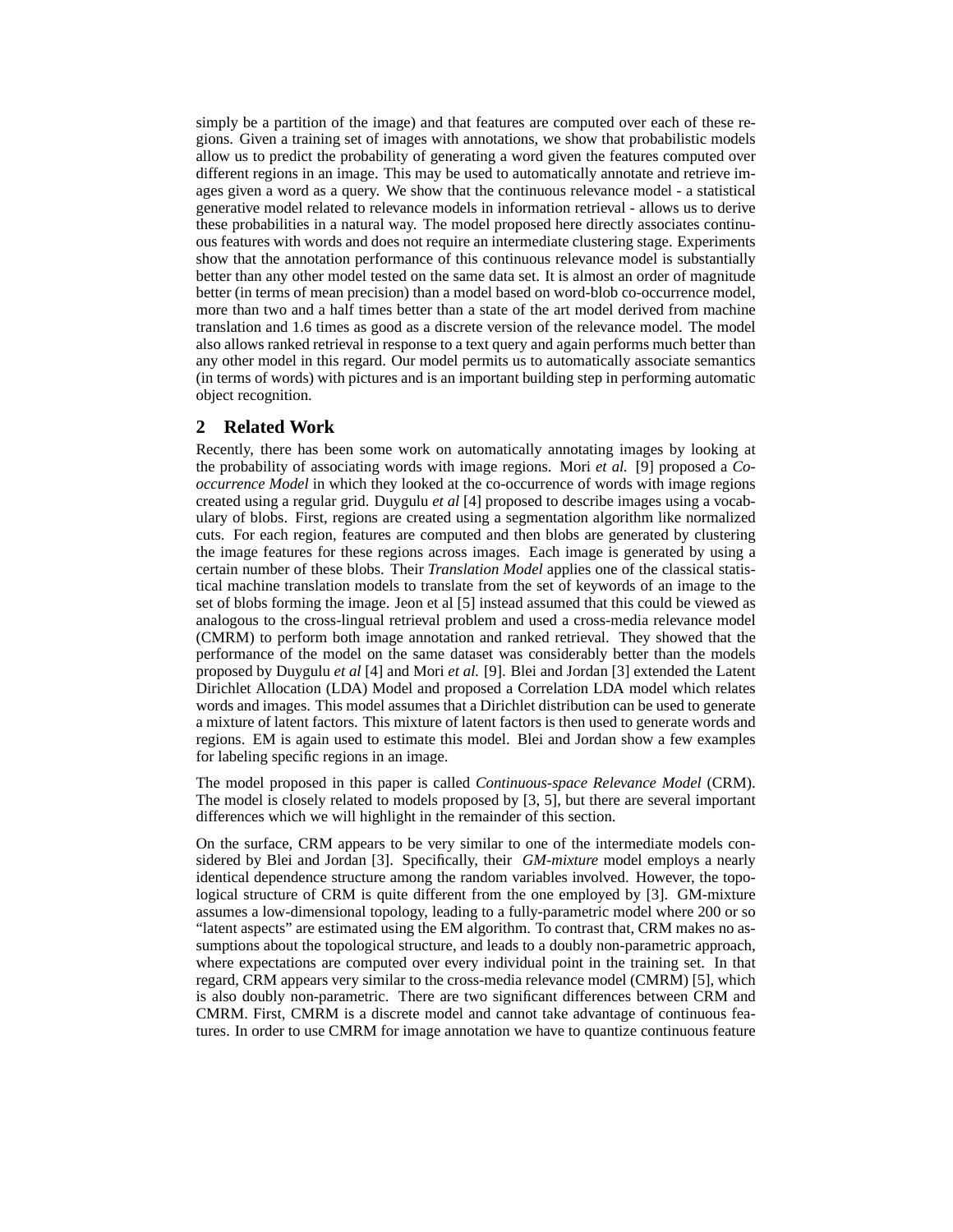simply be a partition of the image) and that features are computed over each of these regions. Given a training set of images with annotations, we show that probabilistic models allow us to predict the probability of generating a word given the features computed over different regions in an image. This may be used to automatically annotate and retrieve images given a word as a query. We show that the continuous relevance model - a statistical generative model related to relevance models in information retrieval - allows us to derive these probabilities in a natural way. The model proposed here directly associates continuous features with words and does not require an intermediate clustering stage. Experiments show that the annotation performance of this continuous relevance model is substantially better than any other model tested on the same data set. It is almost an order of magnitude better (in terms of mean precision) than a model based on word-blob co-occurrence model, more than two and a half times better than a state of the art model derived from machine translation and 1.6 times as good as a discrete version of the relevance model. The model also allows ranked retrieval in response to a text query and again performs much better than any other model in this regard. Our model permits us to automatically associate semantics (in terms of words) with pictures and is an important building step in performing automatic object recognition.

## 2 Related Work

Recently, there has been some work on automatically annotating images by looking at the probability of associating words with image regions. Mori *et al.* [9] proposed a *Co-occurrence Model* in which they looked at the co-occurrence of words with image regions created using a regular grid. Duygulu *et al* [4] proposed to describe images using a vocabulary of blobs. First, regions are created using a segmentation algorithm like normalized cuts. For each region, features are computed and then blobs are generated by clustering the image features for these regions across images. Each image is generated by using a certain number of these blobs. Their *Translation Model* applies one of the classical statistical machine translation models to translate from the set of keywords of an image to the set of blobs forming the image. Jeon et al [5] instead assumed that this could be viewed as analogous to the cross-lingual retrieval problem and used a cross-media relevance model (CMRM) to perform both image annotation and ranked retrieval. They showed that the performance of the model on the same dataset was considerably better than the models proposed by Duygulu *et al* [4] and Mori *et al.* [9]. Blei and Jordan [3] extended the Latent Dirichlet Allocation (LDA) Model and proposed a Correlation LDA model which relates words and images. This model assumes that a Dirichlet distribution can be used to generate a mixture of latent factors. This mixture of latent factors is then used to generate words and regions. EM is again used to estimate this model. Blei and Jordan show a few examples for labeling specific regions in an image.

The model proposed in this paper is called *Continuous-space Relevance Model* (CRM). The model is closely related to models proposed by [3, 5], but there are several important differences which we will highlight in the remainder of this section.

On the surface, CRM appears to be very similar to one of the intermediate models considered by Blei and Jordan [3]. Specifically, their *GM-mixture* model employs a nearly identical dependence structure among the random variables involved. However, the topological structure of CRM is quite different from the one employed by [3]. GM-mixture assumes a low-dimensional topology, leading to a fully-parametric model where 200 or so "latent aspects" are estimated using the EM algorithm. To contrast that, CRM makes no assumptions about the topological structure, and leads to a doubly non-parametric approach, where expectations are computed over every individual point in the training set. In that regard, CRM appears very similar to the cross-media relevance model (CMRM) [5], which is also doubly non-parametric. There are two significant differences between CRM and CMRM. First, CMRM is a discrete model and cannot take advantage of continuous features. In order to use CMRM for image annotation we have to quantize continuous feature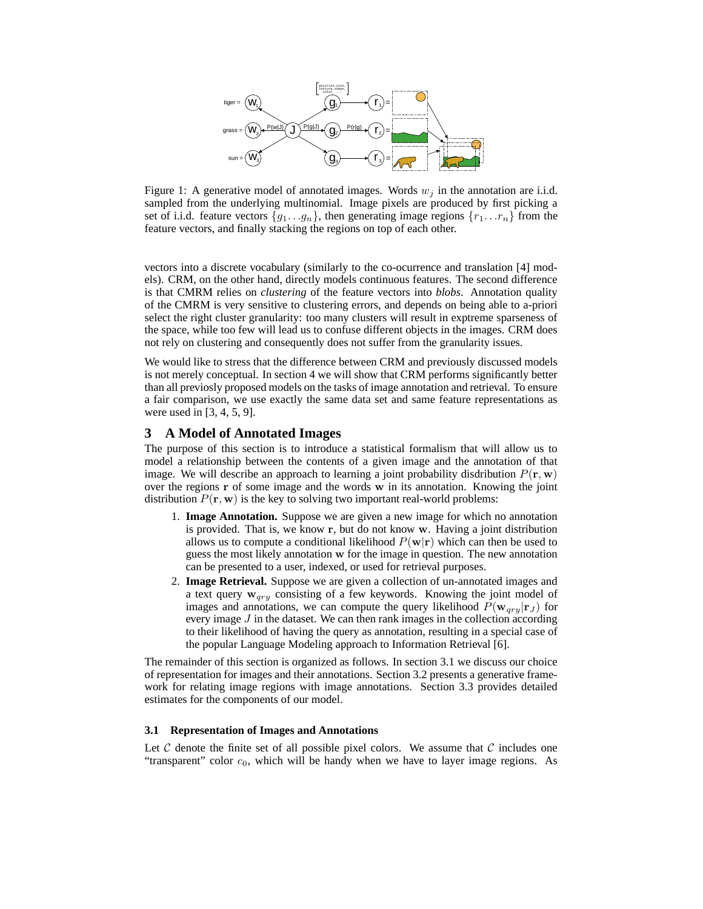Figure 1: A generative model of annotated images. Words $w_j$ in the annotation are i.i.d. sampled from the underlying multinomial. Image pixels are produced by first picking a set of i.i.d. feature vectors $\{g_1 \ldots g_n\}$, then generating image regions $\{r_1 \ldots r_n\}$ from the feature vectors, and finally stacking the regions on top of each other.

vectors into a discrete vocabulary (similarly to the co-ocurrence and translation [4] models). CRM, on the other hand, directly models continuous features. The second difference is that CMRM relies on *clustering* of the feature vectors into *blobs*. Annotation quality of the CMRM is very sensitive to clustering errors, and depends on being able to a-priori select the right cluster granularity: too many clusters will result in exptreme sparseness of the space, while too few will lead us to confuse different objects in the images. CRM does not rely on clustering and consequently does not suffer from the granularity issues.

We would like to stress that the difference between CRM and previously discussed models is not merely conceptual. In section 4 we will show that CRM performs significantly better than all previosly proposed models on the tasks of image annotation and retrieval. To ensure a fair comparison, we use exactly the same data set and same feature representations as were used in [3, 4, 5, 9].

## 3 A Model of Annotated Images

The purpose of this section is to introduce a statistical formalism that will allow us to model a relationship between the contents of a given image and the annotation of that image. We will describe an approach to learning a joint probability disdribution $P(\mathbf{r}, \mathbf{w})$ over the regions $\mathbf{r}$ of some image and the words $\mathbf{w}$ in its annotation. Knowing the joint distribution $P(\mathbf{r}, \mathbf{w})$ is the key to solving two important real-world problems:

1. **Image Annotation.** Suppose we are given a new image for which no annotation is provided. That is, we know $\mathbf{r}$, but do not know $\mathbf{w}$. Having a joint distribution allows us to compute a conditional likelihood $P(\mathbf{w}|\mathbf{r})$ which can then be used to guess the most likely annotation $\mathbf{w}$ for the image in question. The new annotation can be presented to a user, indexed, or used for retrieval purposes.
2. **Image Retrieval.** Suppose we are given a collection of un-annotated images and a text query $\mathbf{w}_{qry}$ consisting of a few keywords. Knowing the joint model of images and annotations, we can compute the query likelihood $P(\mathbf{w}_{qry}|\mathbf{r}_J)$ for every image $J$ in the dataset. We can then rank images in the collection according to their likelihood of having the query as annotation, resulting in a special case of the popular Language Modeling approach to Information Retrieval [6].

The remainder of this section is organized as follows. In section 3.1 we discuss our choice of representation for images and their annotations. Section 3.2 presents a generative framework for relating image regions with image annotations. Section 3.3 provides detailed estimates for the components of our model.

### 3.1 Representation of Images and Annotations

Let $\mathcal{C}$ denote the finite set of all possible pixel colors. We assume that $\mathcal{C}$ includes one "transparent" color $c_0$, which will be handy when we have to layer image regions. As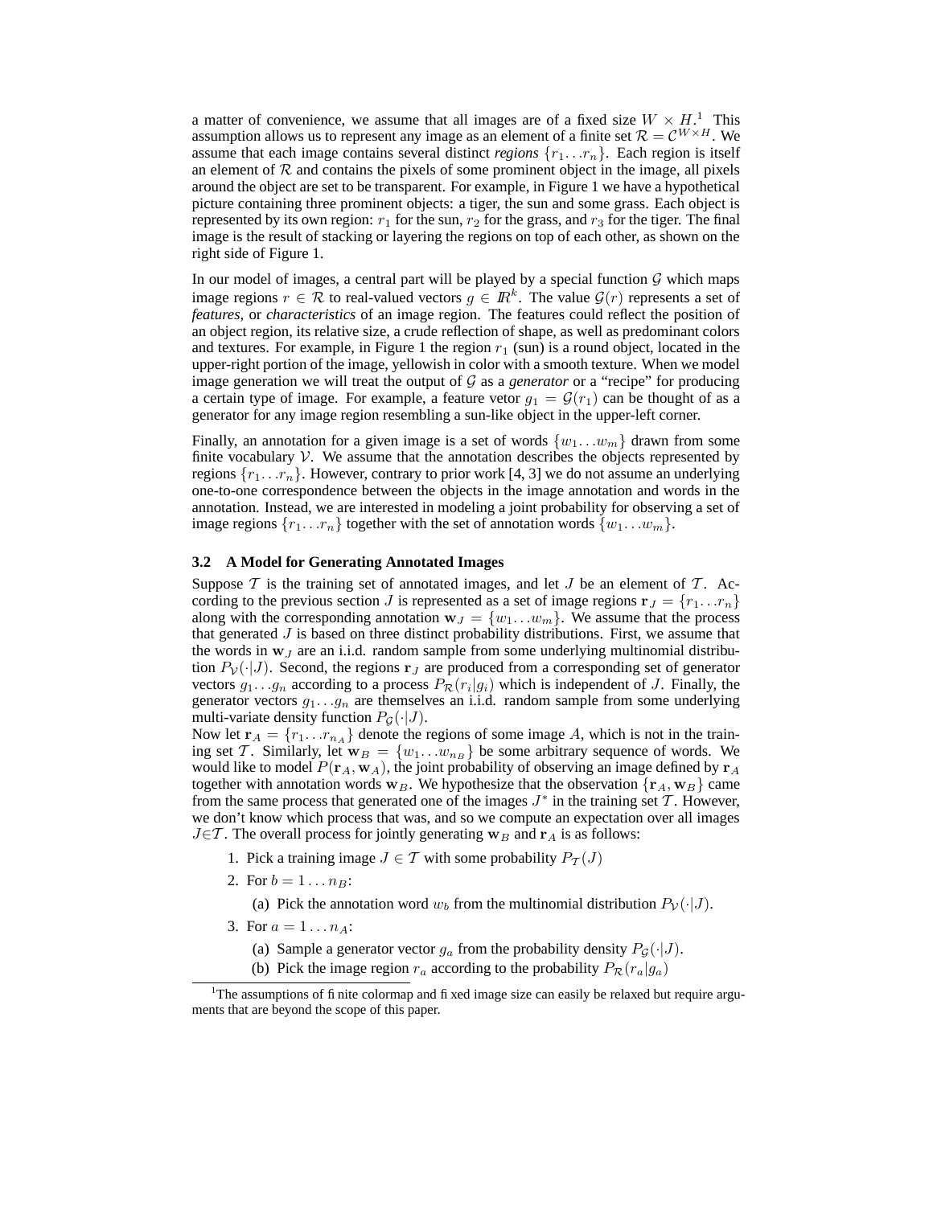a matter of convenience, we assume that all images are of a fixed size $W \times H$.[1] This assumption allows us to represent any image as an element of a finite set $\mathcal{R} = \mathcal{C}^{W \times H}$. We assume that each image contains several distinct *regions* $\{r_1 \ldots r_n\}$. Each region is itself an element of $\mathcal{R}$ and contains the pixels of some prominent object in the image, all pixels around the object are set to be transparent. For example, in Figure 1 we have a hypothetical picture containing three prominent objects: a tiger, the sun and some grass. Each object is represented by its own region: $r_1$ for the sun, $r_2$ for the grass, and $r_3$ for the tiger. The final image is the result of stacking or layering the regions on top of each other, as shown on the right side of Figure 1.

In our model of images, a central part will be played by a special function $\mathcal{G}$ which maps image regions $r \in \mathcal{R}$ to real-valued vectors $g \in I\!R^k$. The value $\mathcal{G}(r)$ represents a set of *features*, or *characteristics* of an image region. The features could reflect the position of an object region, its relative size, a crude reflection of shape, as well as predominant colors and textures. For example, in Figure 1 the region $r_1$ (sun) is a round object, located in the upper-right portion of the image, yellowish in color with a smooth texture. When we model image generation we will treat the output of $\mathcal{G}$ as a *generator* or a "recipe" for producing a certain type of image. For example, a feature vetor $g_1 = \mathcal{G}(r_1)$ can be thought of as a generator for any image region resembling a sun-like object in the upper-left corner.

Finally, an annotation for a given image is a set of words $\{w_1 \ldots w_m\}$ drawn from some finite vocabulary $\mathcal{V}$. We assume that the annotation describes the objects represented by regions $\{r_1 \ldots r_n\}$. However, contrary to prior work [4, 3] we do not assume an underlying one-to-one correspondence between the objects in the image annotation and words in the annotation. Instead, we are interested in modeling a joint probability for observing a set of image regions $\{r_1 \ldots r_n\}$ together with the set of annotation words $\{w_1 \ldots w_m\}$.

### 3.2 A Model for Generating Annotated Images

Suppose $\mathcal{T}$ is the training set of annotated images, and let $J$ be an element of $\mathcal{T}$. According to the previous section $J$ is represented as a set of image regions $\mathbf{r}_J = \{r_1 \ldots r_n\}$ along with the corresponding annotation $\mathbf{w}_J = \{w_1 \ldots w_m\}$. We assume that the process that generated $J$ is based on three distinct probability distributions. First, we assume that the words in $\mathbf{w}_J$ are an i.i.d. random sample from some underlying multinomial distribution $P_{\mathcal{V}}(\cdot|J)$. Second, the regions $\mathbf{r}_J$ are produced from a corresponding set of generator vectors $g_1 \ldots g_n$ according to a process $P_{\mathcal{R}}(r_i|g_i)$ which is independent of $J$. Finally, the generator vectors $g_1 \ldots g_n$ are themselves an i.i.d. random sample from some underlying multi-variate density function $P_{\mathcal{G}}(\cdot|J)$.

Now let $\mathbf{r}_A = \{r_1 \ldots r_{n_A}\}$ denote the regions of some image $A$, which is not in the training set $\mathcal{T}$. Similarly, let $\mathbf{w}_B = \{w_1 \ldots w_{n_B}\}$ be some arbitrary sequence of words. We would like to model $P(\mathbf{r}_A, \mathbf{w}_A)$, the joint probability of observing an image defined by $\mathbf{r}_A$ together with annotation words $\mathbf{w}_B$. We hypothesize that the observation $\{\mathbf{r}_A, \mathbf{w}_B\}$ came from the same process that generated one of the images $J^*$ in the training set $\mathcal{T}$. However, we don't know which process that was, and so we compute an expectation over all images $J \in \mathcal{T}$. The overall process for jointly generating $\mathbf{w}_B$ and $\mathbf{r}_A$ is as follows:

1. Pick a training image $J \in \mathcal{T}$ with some probability $P_{\mathcal{T}}(J)$
2. For $b = 1 \ldots n_B$:
   (a) Pick the annotation word $w_b$ from the multinomial distribution $P_{\mathcal{V}}(\cdot|J)$.
3. For $a = 1 \ldots n_A$:
   (a) Sample a generator vector $g_a$ from the probability density $P_{\mathcal{G}}(\cdot|J)$.
   (b) Pick the image region $r_a$ according to the probability $P_{\mathcal{R}}(r_a|g_a)$

[1] The assumptions of finite colormap and fixed image size can easily be relaxed but require arguments that are beyond the scope of this paper.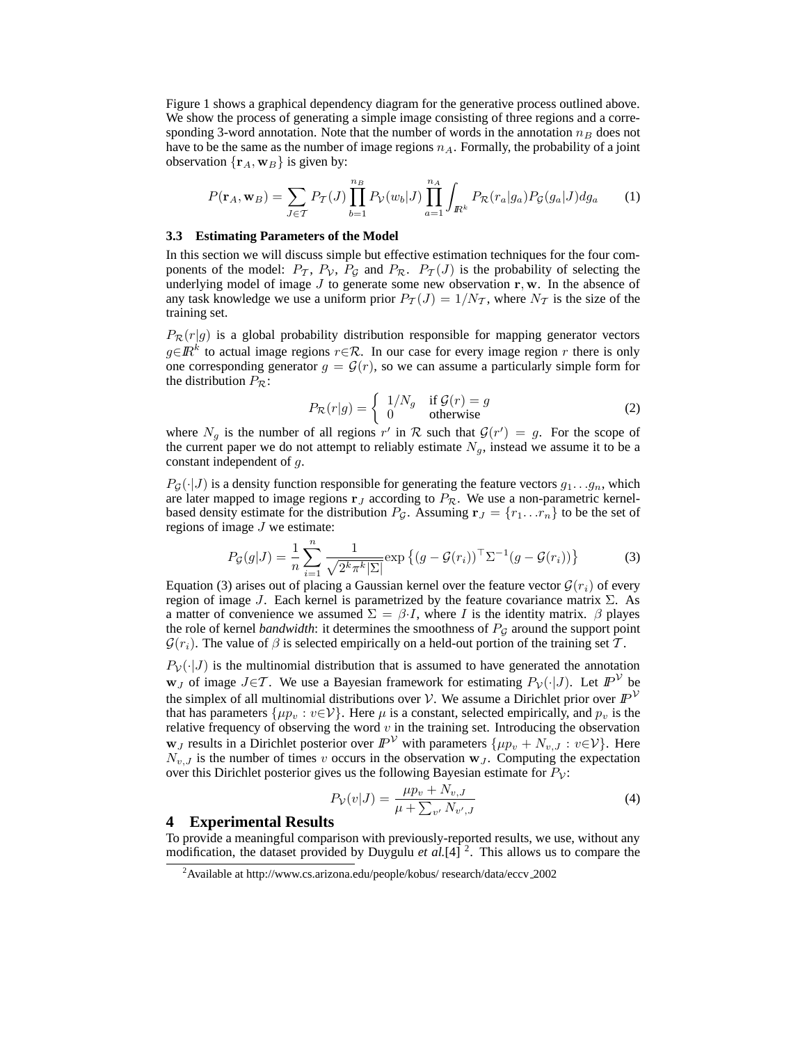Figure 1 shows a graphical dependency diagram for the generative process outlined above. We show the process of generating a simple image consisting of three regions and a corresponding 3-word annotation. Note that the number of words in the annotation $n_B$ does not have to be the same as the number of image regions $n_A$. Formally, the probability of a joint observation $\{\mathbf{r}_A, \mathbf{w}_B\}$ is given by:

$$P(\mathbf{r}_A, \mathbf{w}_B) = \sum_{J \in \mathcal{T}} P_{\mathcal{T}}(J) \prod_{b=1}^{n_B} P_{\mathcal{V}}(w_b|J) \prod_{a=1}^{n_A} \int_{\mathbb{R}^k} P_{\mathcal{R}}(r_a|g_a) P_{\mathcal{G}}(g_a|J) dg_a \tag{1}$$

### 3.3 Estimating Parameters of the Model

In this section we will discuss simple but effective estimation techniques for the four components of the model: $P_{\mathcal{T}}$, $P_{\mathcal{V}}$, $P_{\mathcal{G}}$ and $P_{\mathcal{R}}$. $P_{\mathcal{T}}(J)$ is the probability of selecting the underlying model of image $J$ to generate some new observation $\mathbf{r}, \mathbf{w}$. In the absence of any task knowledge we use a uniform prior $P_{\mathcal{T}}(J) = 1/N_{\mathcal{T}}$, where $N_{\mathcal{T}}$ is the size of the training set.

$P_{\mathcal{R}}(r|g)$ is a global probability distribution responsible for mapping generator vectors $g \in \mathbb{R}^k$ to actual image regions $r \in \mathcal{R}$. In our case for every image region $r$ there is only one corresponding generator $g = \mathcal{G}(r)$, so we can assume a particularly simple form for the distribution $P_{\mathcal{R}}$:

$$P_{\mathcal{R}}(r|g) = \begin{cases} 1/N_g & \text{if } \mathcal{G}(r) = g \\ 0 & \text{otherwise} \end{cases} \tag{2}$$

where $N_g$ is the number of all regions $r'$ in $\mathcal{R}$ such that $\mathcal{G}(r') = g$. For the scope of the current paper we do not attempt to reliably estimate $N_g$, instead we assume it to be a constant independent of $g$.

$P_{\mathcal{G}}(\cdot|J)$ is a density function responsible for generating the feature vectors $g_1 \ldots g_n$, which are later mapped to image regions $\mathbf{r}_J$ according to $P_{\mathcal{R}}$. We use a non-parametric kernel-based density estimate for the distribution $P_{\mathcal{G}}$. Assuming $\mathbf{r}_J = \{r_1 \ldots r_n\}$ to be the set of regions of image $J$ we estimate:

$$P_{\mathcal{G}}(g|J) = \frac{1}{n} \sum_{i=1}^{n} \frac{1}{\sqrt{2^k \pi^k |\Sigma|}} \exp\left\{(g - \mathcal{G}(r_i))^\top \Sigma^{-1} (g - \mathcal{G}(r_i))\right\} \tag{3}$$

Equation (3) arises out of placing a Gaussian kernel over the feature vector $\mathcal{G}(r_i)$ of every region of image $J$. Each kernel is parametrized by the feature covariance matrix $\Sigma$. As a matter of convenience we assumed $\Sigma = \beta \cdot I$, where $I$ is the identity matrix. $\beta$ playes the role of kernel *bandwidth*: it determines the smoothness of $P_{\mathcal{G}}$ around the support point $\mathcal{G}(r_i)$. The value of $\beta$ is selected empirically on a held-out portion of the training set $\mathcal{T}$.

$P_{\mathcal{V}}(\cdot|J)$ is the multinomial distribution that is assumed to have generated the annotation $\mathbf{w}_J$ of image $J \in \mathcal{T}$. We use a Bayesian framework for estimating $P_{\mathcal{V}}(\cdot|J)$. Let $\mathbb{P}^{\mathcal{V}}$ be the simplex of all multinomial distributions over $\mathcal{V}$. We assume a Dirichlet prior over $\mathbb{P}^{\mathcal{V}}$ that has parameters $\{\mu p_v : v \in \mathcal{V}\}$. Here $\mu$ is a constant, selected empirically, and $p_v$ is the relative frequency of observing the word $v$ in the training set. Introducing the observation $\mathbf{w}_J$ results in a Dirichlet posterior over $\mathbb{P}^{\mathcal{V}}$ with parameters $\{\mu p_v + N_{v,J} : v \in \mathcal{V}\}$. Here $N_{v,J}$ is the number of times $v$ occurs in the observation $\mathbf{w}_J$. Computing the expectation over this Dirichlet posterior gives us the following Bayesian estimate for $P_{\mathcal{V}}$:

$$P_{\mathcal{V}}(v|J) = \frac{\mu p_v + N_{v,J}}{\mu + \sum_{v'} N_{v',J}} \tag{4}$$

## 4 Experimental Results

To provide a meaningful comparison with previously-reported results, we use, without any modification, the dataset provided by Duygulu *et al.*[4] [2]. This allows us to compare the

[2] Available at http://www.cs.arizona.edu/people/kobus/ research/data/eccv_2002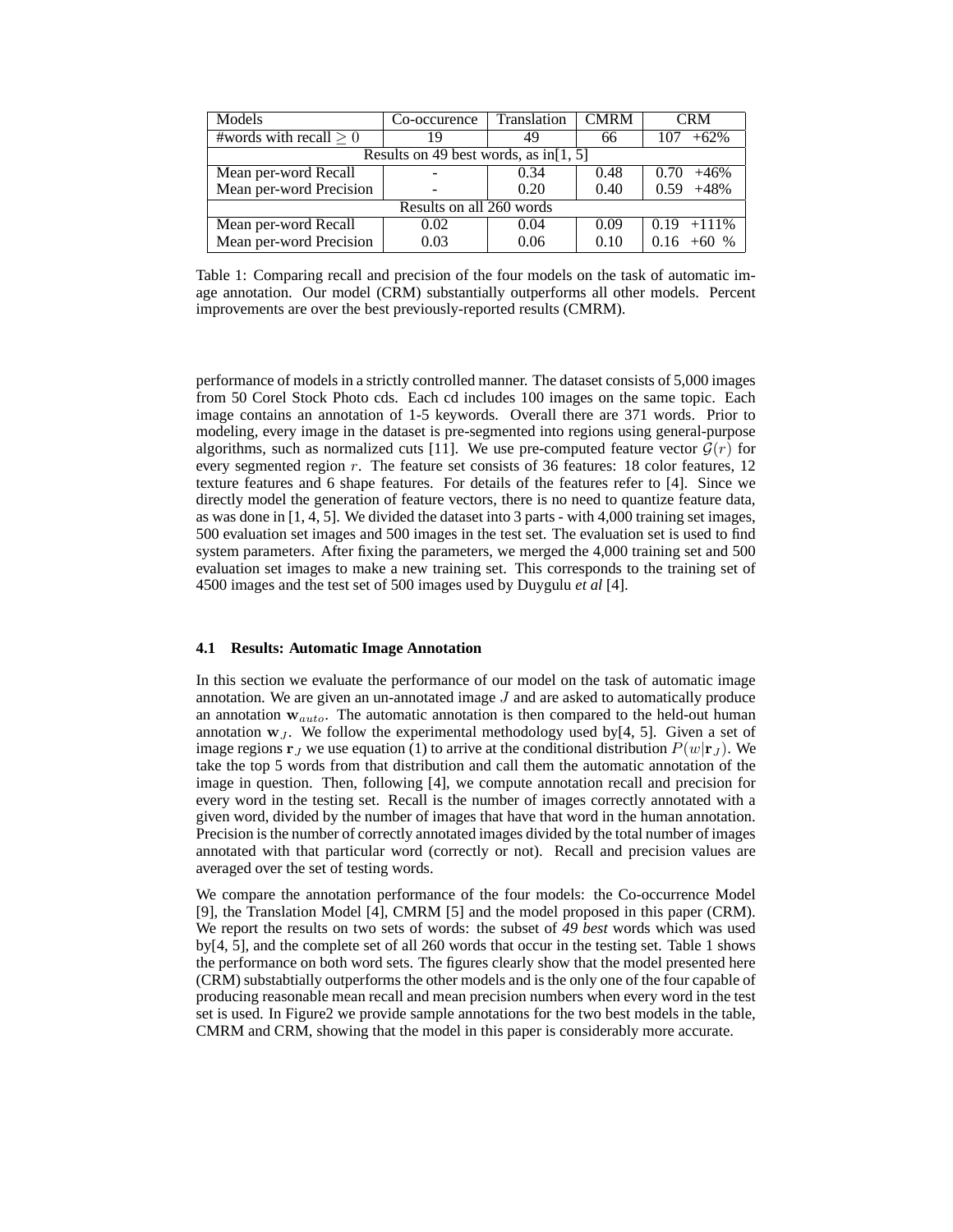| Models | Co-occurence | Translation | CMRM | CRM |
|---|---|---|---|---|
| #words with recall $\geq 0$ | 19 | 49 | 66 | 107 +62% |
| Results on 49 best words, as in[1, 5] | | | | |
| Mean per-word Recall | - | 0.34 | 0.48 | 0.70 +46% |
| Mean per-word Precision | - | 0.20 | 0.40 | 0.59 +48% |
| Results on all 260 words | | | | |
| Mean per-word Recall | 0.02 | 0.04 | 0.09 | 0.19 +111% |
| Mean per-word Precision | 0.03 | 0.06 | 0.10 | 0.16 +60 % |

Table 1: Comparing recall and precision of the four models on the task of automatic image annotation. Our model (CRM) substantially outperforms all other models. Percent improvements are over the best previously-reported results (CMRM).

performance of models in a strictly controlled manner. The dataset consists of 5,000 images from 50 Corel Stock Photo cds. Each cd includes 100 images on the same topic. Each image contains an annotation of 1-5 keywords. Overall there are 371 words. Prior to modeling, every image in the dataset is pre-segmented into regions using general-purpose algorithms, such as normalized cuts [11]. We use pre-computed feature vector $\mathcal{G}(r)$ for every segmented region $r$. The feature set consists of 36 features: 18 color features, 12 texture features and 6 shape features. For details of the features refer to [4]. Since we directly model the generation of feature vectors, there is no need to quantize feature data, as was done in [1, 4, 5]. We divided the dataset into 3 parts - with 4,000 training set images, 500 evaluation set images and 500 images in the test set. The evaluation set is used to find system parameters. After fixing the parameters, we merged the 4,000 training set and 500 evaluation set images to make a new training set. This corresponds to the training set of 4500 images and the test set of 500 images used by Duygulu *et al* [4].

### 4.1 Results: Automatic Image Annotation

In this section we evaluate the performance of our model on the task of automatic image annotation. We are given an un-annotated image $J$ and are asked to automatically produce an annotation $\mathbf{w}_{auto}$. The automatic annotation is then compared to the held-out human annotation $\mathbf{w}_J$. We follow the experimental methodology used by[4, 5]. Given a set of image regions $\mathbf{r}_J$ we use equation (1) to arrive at the conditional distribution $P(w|\mathbf{r}_J)$. We take the top 5 words from that distribution and call them the automatic annotation of the image in question. Then, following [4], we compute annotation recall and precision for every word in the testing set. Recall is the number of images correctly annotated with a given word, divided by the number of images that have that word in the human annotation. Precision is the number of correctly annotated images divided by the total number of images annotated with that particular word (correctly or not). Recall and precision values are averaged over the set of testing words.

We compare the annotation performance of the four models: the Co-occurrence Model [9], the Translation Model [4], CMRM [5] and the model proposed in this paper (CRM). We report the results on two sets of words: the subset of *49 best* words which was used by[4, 5], and the complete set of all 260 words that occur in the testing set. Table 1 shows the performance on both word sets. The figures clearly show that the model presented here (CRM) substabtially outperforms the other models and is the only one of the four capable of producing reasonable mean recall and mean precision numbers when every word in the test set is used. In Figure2 we provide sample annotations for the two best models in the table, CMRM and CRM, showing that the model in this paper is considerably more accurate.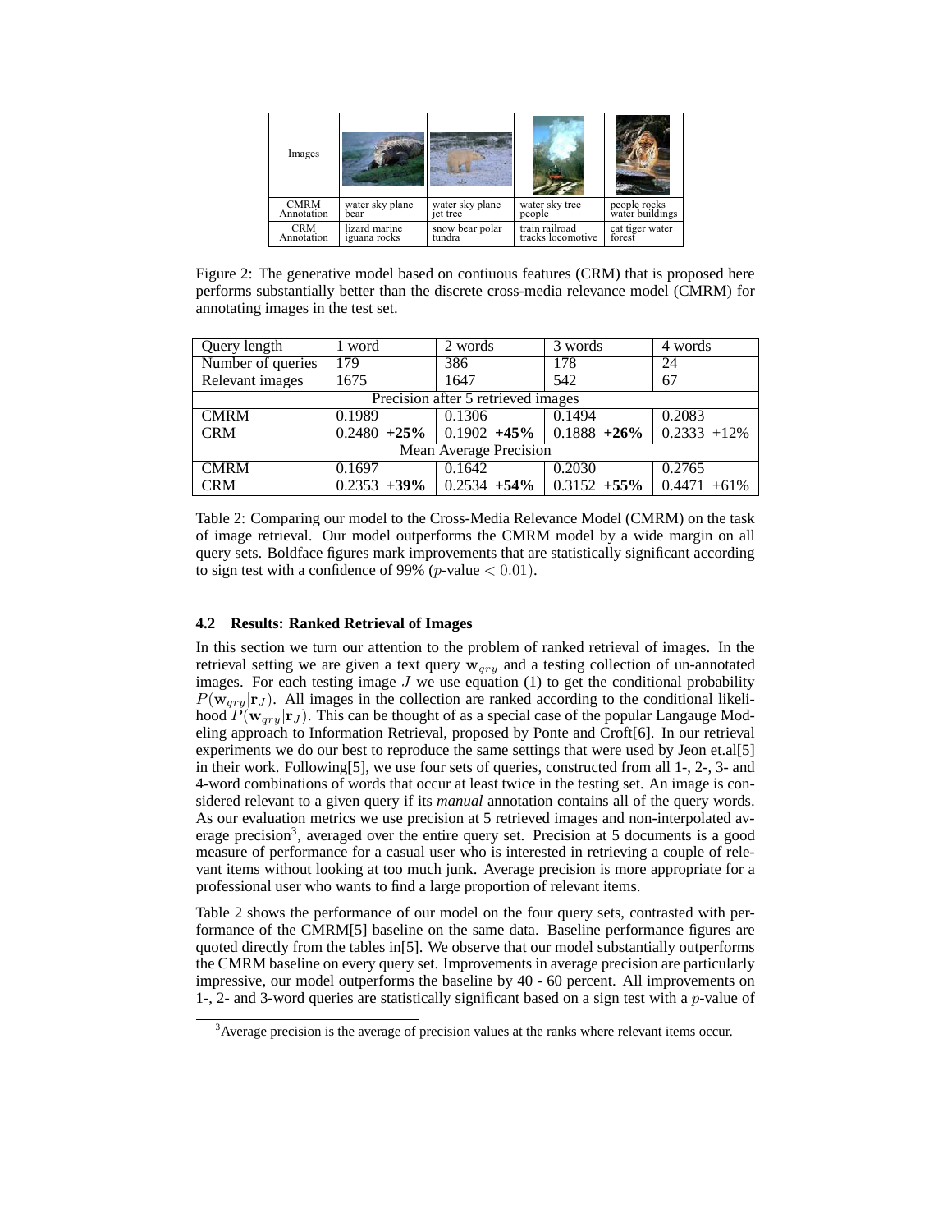| Images | | | | |
|---|---|---|---|---|
| CMRM Annotation | water sky plane bear | water sky plane jet tree | water sky tree people | people rocks water buildings |
| CRM Annotation | lizard marine iguana rocks | snow bear polar tundra | train railroad tracks locomotive | cat tiger water forest |

Figure 2: The generative model based on contiuous features (CRM) that is proposed here performs substantially better than the discrete cross-media relevance model (CMRM) for annotating images in the test set.

| Query length | 1 word | 2 words | 3 words | 4 words |
|---|---|---|---|---|
| Number of queries | 179 | 386 | 178 | 24 |
| Relevant images | 1675 | 1647 | 542 | 67 |
| Precision after 5 retrieved images | | | | |
| CMRM | 0.1989 | 0.1306 | 0.1494 | 0.2083 |
| CRM | 0.2480 **+25%** | 0.1902 **+45%** | 0.1888 **+26%** | 0.2333 +12% |
| Mean Average Precision | | | | |
| CMRM | 0.1697 | 0.1642 | 0.2030 | 0.2765 |
| CRM | 0.2353 **+39%** | 0.2534 **+54%** | 0.3152 **+55%** | 0.4471 +61% |

Table 2: Comparing our model to the Cross-Media Relevance Model (CMRM) on the task of image retrieval. Our model outperforms the CMRM model by a wide margin on all query sets. Boldface figures mark improvements that are statistically significant according to sign test with a confidence of 99% ($p$-value $< 0.01$).

### 4.2 Results: Ranked Retrieval of Images

In this section we turn our attention to the problem of ranked retrieval of images. In the retrieval setting we are given a text query $\mathbf{w}_{qry}$ and a testing collection of un-annotated images. For each testing image $J$ we use equation (1) to get the conditional probability $P(\mathbf{w}_{qry}|\mathbf{r}_J)$. All images in the collection are ranked according to the conditional likelihood $P(\mathbf{w}_{qry}|\mathbf{r}_J)$. This can be thought of as a special case of the popular Langauge Modeling approach to Information Retrieval, proposed by Ponte and Croft[6]. In our retrieval experiments we do our best to reproduce the same settings that were used by Jeon et.al[5] in their work. Following[5], we use four sets of queries, constructed from all 1-, 2-, 3- and 4-word combinations of words that occur at least twice in the testing set. An image is considered relevant to a given query if its *manual* annotation contains all of the query words. As our evaluation metrics we use precision at 5 retrieved images and non-interpolated average precision[3], averaged over the entire query set. Precision at 5 documents is a good measure of performance for a casual user who is interested in retrieving a couple of relevant items without looking at too much junk. Average precision is more appropriate for a professional user who wants to find a large proportion of relevant items.

Table 2 shows the performance of our model on the four query sets, contrasted with performance of the CMRM[5] baseline on the same data. Baseline performance figures are quoted directly from the tables in[5]. We observe that our model substantially outperforms the CMRM baseline on every query set. Improvements in average precision are particularly impressive, our model outperforms the baseline by 40 - 60 percent. All improvements on 1-, 2- and 3-word queries are statistically significant based on a sign test with a $p$-value of

[3] Average precision is the average of precision values at the ranks where relevant items occur.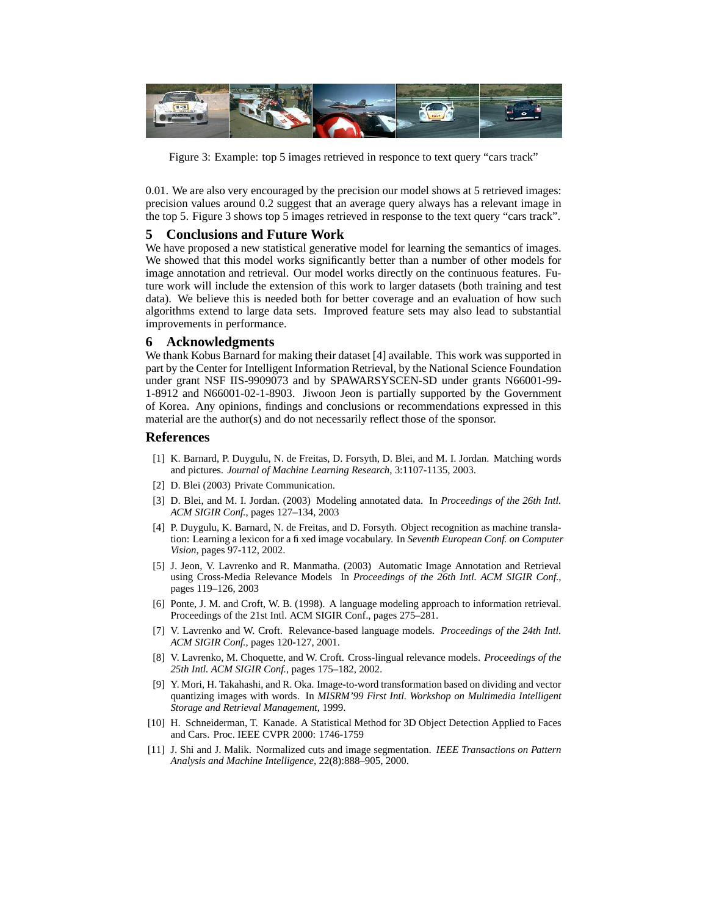Figure 3: Example: top 5 images retrieved in responce to text query "cars track"

0.01. We are also very encouraged by the precision our model shows at 5 retrieved images: precision values around 0.2 suggest that an average query always has a relevant image in the top 5. Figure 3 shows top 5 images retrieved in response to the text query "cars track".

## 5 Conclusions and Future Work

We have proposed a new statistical generative model for learning the semantics of images. We showed that this model works significantly better than a number of other models for image annotation and retrieval. Our model works directly on the continuous features. Future work will include the extension of this work to larger datasets (both training and test data). We believe this is needed both for better coverage and an evaluation of how such algorithms extend to large data sets. Improved feature sets may also lead to substantial improvements in performance.

## 6 Acknowledgments

We thank Kobus Barnard for making their dataset [4] available. This work was supported in part by the Center for Intelligent Information Retrieval, by the National Science Foundation under grant NSF IIS-9909073 and by SPAWARSYSCEN-SD under grants N66001-99-1-8912 and N66001-02-1-8903. Jiwoon Jeon is partially supported by the Government of Korea. Any opinions, findings and conclusions or recommendations expressed in this material are the author(s) and do not necessarily reflect those of the sponsor.

## References

[1] K. Barnard, P. Duygulu, N. de Freitas, D. Forsyth, D. Blei, and M. I. Jordan. Matching words and pictures. *Journal of Machine Learning Research*, 3:1107-1135, 2003.

[2] D. Blei (2003) Private Communication.

[3] D. Blei, and M. I. Jordan. (2003) Modeling annotated data. In *Proceedings of the 26th Intl. ACM SIGIR Conf.*, pages 127–134, 2003

[4] P. Duygulu, K. Barnard, N. de Freitas, and D. Forsyth. Object recognition as machine translation: Learning a lexicon for a fixed image vocabulary. In *Seventh European Conf. on Computer Vision*, pages 97-112, 2002.

[5] J. Jeon, V. Lavrenko and R. Manmatha. (2003) Automatic Image Annotation and Retrieval using Cross-Media Relevance Models In *Proceedings of the 26th Intl. ACM SIGIR Conf.*, pages 119–126, 2003

[6] Ponte, J. M. and Croft, W. B. (1998). A language modeling approach to information retrieval. Proceedings of the 21st Intl. ACM SIGIR Conf., pages 275–281.

[7] V. Lavrenko and W. Croft. Relevance-based language models. *Proceedings of the 24th Intl. ACM SIGIR Conf.*, pages 120-127, 2001.

[8] V. Lavrenko, M. Choquette, and W. Croft. Cross-lingual relevance models. *Proceedings of the 25th Intl. ACM SIGIR Conf.*, pages 175–182, 2002.

[9] Y. Mori, H. Takahashi, and R. Oka. Image-to-word transformation based on dividing and vector quantizing images with words. In *MISRM'99 First Intl. Workshop on Multimedia Intelligent Storage and Retrieval Management*, 1999.

[10] H. Schneiderman, T. Kanade. A Statistical Method for 3D Object Detection Applied to Faces and Cars. Proc. IEEE CVPR 2000: 1746-1759

[11] J. Shi and J. Malik. Normalized cuts and image segmentation. *IEEE Transactions on Pattern Analysis and Machine Intelligence*, 22(8):888–905, 2000.